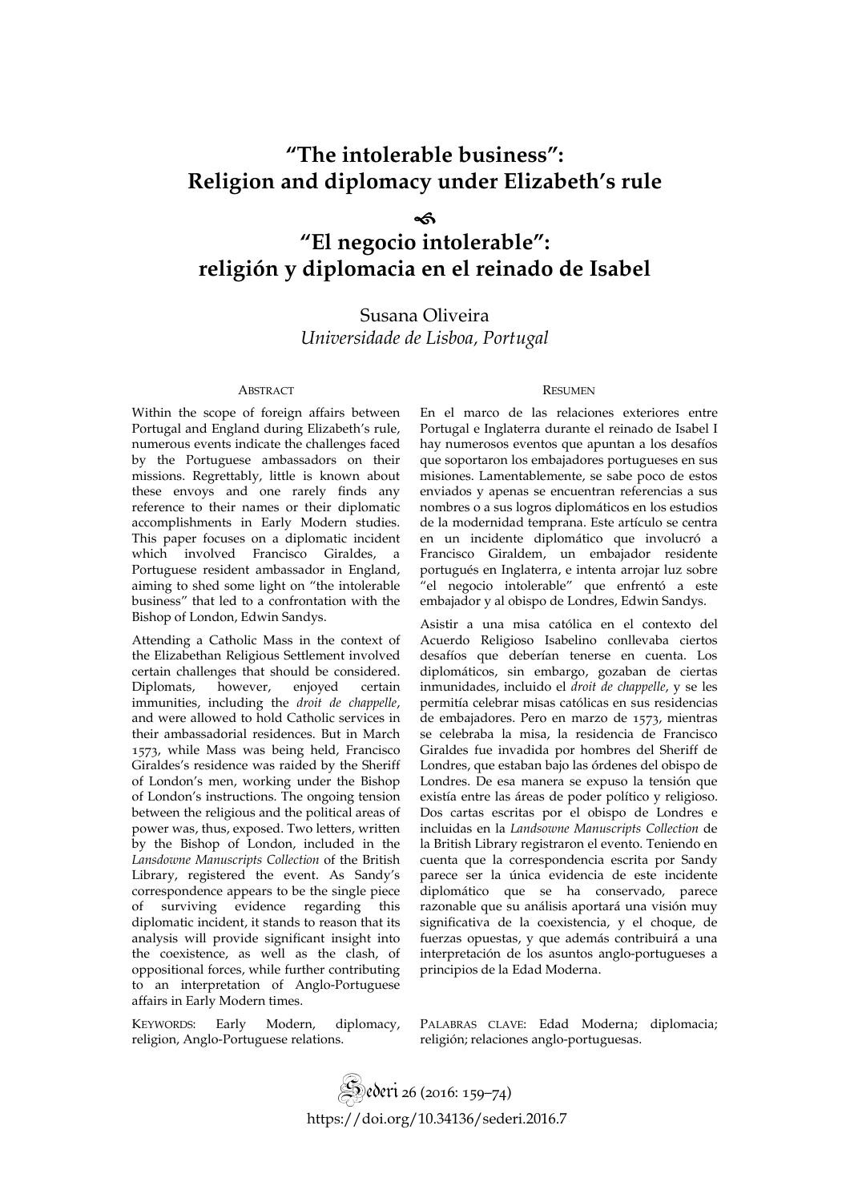# "The intolerable business": Religion and diplomacy under Elizabeth's rule

# "El negocio intolerable": religión y diplomacia en el reinado de Isabel

Susana Oliveira
*Universidade de Lisboa, Portugal*

## Abstract

Within the scope of foreign affairs between Portugal and England during Elizabeth's rule, numerous events indicate the challenges faced by the Portuguese ambassadors on their missions. Regrettably, little is known about these envoys and one rarely finds any reference to their names or their diplomatic accomplishments in Early Modern studies. This paper focuses on a diplomatic incident which involved Francisco Giraldes, a Portuguese resident ambassador in England, aiming to shed some light on "the intolerable business" that led to a confrontation with the Bishop of London, Edwin Sandys.

Attending a Catholic Mass in the context of the Elizabethan Religious Settlement involved certain challenges that should be considered. Diplomats, however, enjoyed certain immunities, including the *droit de chappelle*, and were allowed to hold Catholic services in their ambassadorial residences. But in March 1573, while Mass was being held, Francisco Giraldes's residence was raided by the Sheriff of London's men, working under the Bishop of London's instructions. The ongoing tension between the religious and the political areas of power was, thus, exposed. Two letters, written by the Bishop of London, included in the *Lansdowne Manuscripts Collection* of the British Library, registered the event. As Sandy's correspondence appears to be the single piece of surviving evidence regarding this diplomatic incident, it stands to reason that its analysis will provide significant insight into the coexistence, as well as the clash, of oppositional forces, while further contributing to an interpretation of Anglo-Portuguese affairs in Early Modern times.

Keywords: Early Modern, diplomacy, religion, Anglo-Portuguese relations.

## Resumen

En el marco de las relaciones exteriores entre Portugal e Inglaterra durante el reinado de Isabel I hay numerosos eventos que apuntan a los desafíos que soportaron los embajadores portugueses en sus misiones. Lamentablemente, se sabe poco de estos enviados y apenas se encuentran referencias a sus nombres o a sus logros diplomáticos en los estudios de la modernidad temprana. Este artículo se centra en un incidente diplomático que involucró a Francisco Giraldem, un embajador residente portugués en Inglaterra, e intenta arrojar luz sobre "el negocio intolerable" que enfrentó a este embajador y al obispo de Londres, Edwin Sandys.

Asistir a una misa católica en el contexto del Acuerdo Religioso Isabelino conllevaba ciertos desafíos que deberían tenerse en cuenta. Los diplomáticos, sin embargo, gozaban de ciertas inmunidades, incluido el *droit de chappelle*, y se les permitía celebrar misas católicas en sus residencias de embajadores. Pero en marzo de 1573, mientras se celebraba la misa, la residencia de Francisco Giraldes fue invadida por hombres del Sheriff de Londres, que estaban bajo las órdenes del obispo de Londres. De esa manera se expuso la tensión que existía entre las áreas de poder político y religioso. Dos cartas escritas por el obispo de Londres e incluidas en la *Landsowne Manuscripts Collection* de la British Library registraron el evento. Teniendo en cuenta que la correspondencia escrita por Sandy parece ser la única evidencia de este incidente diplomático que se ha conservado, parece razonable que su análisis aportará una visión muy significativa de la coexistencia, y el choque, de fuerzas opuestas, y que además contribuirá a una interpretación de los asuntos anglo-portugueses a principios de la Edad Moderna.

Palabras clave: Edad Moderna; diplomacia; religión; relaciones anglo-portuguesas.

https://doi.org/10.34136/sederi.2016.7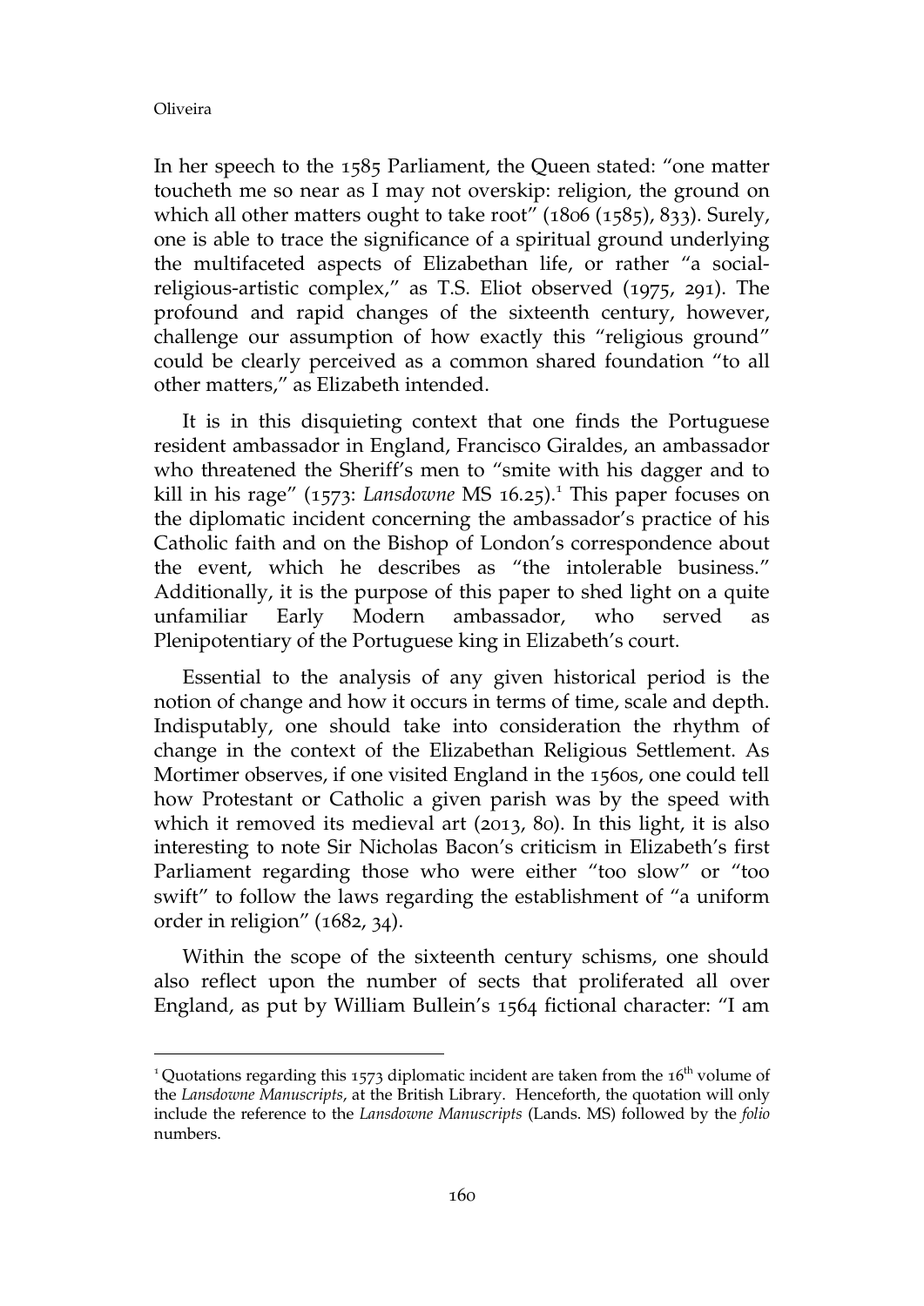In her speech to the 1585 Parliament, the Queen stated: "one matter toucheth me so near as I may not overskip: religion, the ground on which all other matters ought to take root" (1806 (1585), 833). Surely, one is able to trace the significance of a spiritual ground underlying the multifaceted aspects of Elizabethan life, or rather "a social-religious-artistic complex," as T.S. Eliot observed (1975, 291). The profound and rapid changes of the sixteenth century, however, challenge our assumption of how exactly this "religious ground" could be clearly perceived as a common shared foundation "to all other matters," as Elizabeth intended.

It is in this disquieting context that one finds the Portuguese resident ambassador in England, Francisco Giraldes, an ambassador who threatened the Sheriff's men to "smite with his dagger and to kill in his rage" (1573: *Lansdowne* MS 16.25).[1] This paper focuses on the diplomatic incident concerning the ambassador's practice of his Catholic faith and on the Bishop of London's correspondence about the event, which he describes as "the intolerable business." Additionally, it is the purpose of this paper to shed light on a quite unfamiliar Early Modern ambassador, who served as Plenipotentiary of the Portuguese king in Elizabeth's court.

Essential to the analysis of any given historical period is the notion of change and how it occurs in terms of time, scale and depth. Indisputably, one should take into consideration the rhythm of change in the context of the Elizabethan Religious Settlement. As Mortimer observes, if one visited England in the 1560s, one could tell how Protestant or Catholic a given parish was by the speed with which it removed its medieval art (2013, 80). In this light, it is also interesting to note Sir Nicholas Bacon's criticism in Elizabeth's first Parliament regarding those who were either "too slow" or "too swift" to follow the laws regarding the establishment of "a uniform order in religion" (1682, 34).

Within the scope of the sixteenth century schisms, one should also reflect upon the number of sects that proliferated all over England, as put by William Bullein's 1564 fictional character: "I am

---

[1] Quotations regarding this 1573 diplomatic incident are taken from the 16th volume of the *Lansdowne Manuscripts*, at the British Library. Henceforth, the quotation will only include the reference to the *Lansdowne Manuscripts* (Lands. MS) followed by the *folio* numbers.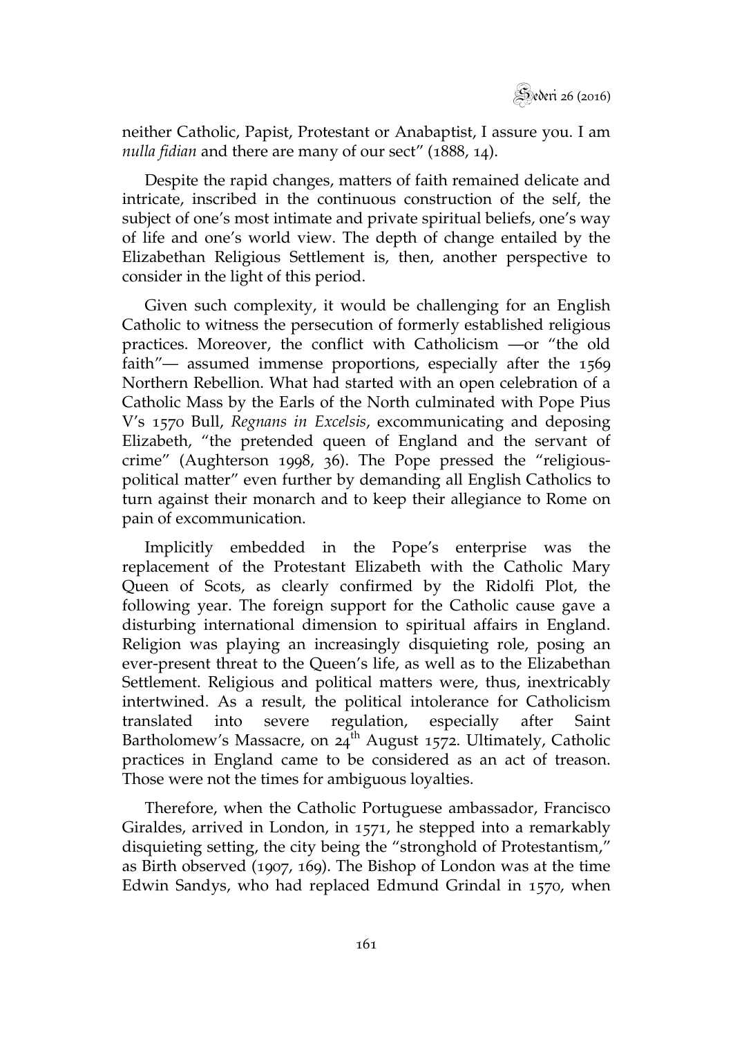neither Catholic, Papist, Protestant or Anabaptist, I assure you. I am *nulla fidian* and there are many of our sect" (1888, 14).

Despite the rapid changes, matters of faith remained delicate and intricate, inscribed in the continuous construction of the self, the subject of one's most intimate and private spiritual beliefs, one's way of life and one's world view. The depth of change entailed by the Elizabethan Religious Settlement is, then, another perspective to consider in the light of this period.

Given such complexity, it would be challenging for an English Catholic to witness the persecution of formerly established religious practices. Moreover, the conflict with Catholicism —or "the old faith"— assumed immense proportions, especially after the 1569 Northern Rebellion. What had started with an open celebration of a Catholic Mass by the Earls of the North culminated with Pope Pius V's 1570 Bull, *Regnans in Excelsis*, excommunicating and deposing Elizabeth, "the pretended queen of England and the servant of crime" (Aughterson 1998, 36). The Pope pressed the "religious-political matter" even further by demanding all English Catholics to turn against their monarch and to keep their allegiance to Rome on pain of excommunication.

Implicitly embedded in the Pope's enterprise was the replacement of the Protestant Elizabeth with the Catholic Mary Queen of Scots, as clearly confirmed by the Ridolfi Plot, the following year. The foreign support for the Catholic cause gave a disturbing international dimension to spiritual affairs in England. Religion was playing an increasingly disquieting role, posing an ever-present threat to the Queen's life, as well as to the Elizabethan Settlement. Religious and political matters were, thus, inextricably intertwined. As a result, the political intolerance for Catholicism translated into severe regulation, especially after Saint Bartholomew's Massacre, on 24th August 1572. Ultimately, Catholic practices in England came to be considered as an act of treason. Those were not the times for ambiguous loyalties.

Therefore, when the Catholic Portuguese ambassador, Francisco Giraldes, arrived in London, in 1571, he stepped into a remarkably disquieting setting, the city being the "stronghold of Protestantism," as Birth observed (1907, 169). The Bishop of London was at the time Edwin Sandys, who had replaced Edmund Grindal in 1570, when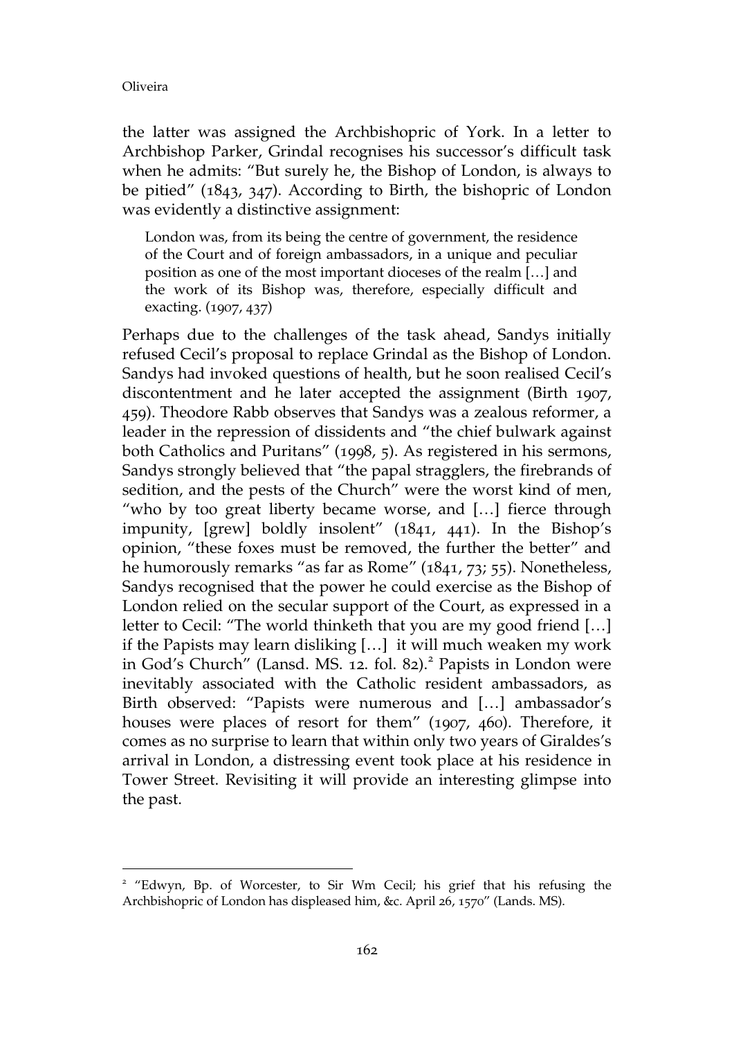the latter was assigned the Archbishopric of York. In a letter to Archbishop Parker, Grindal recognises his successor's difficult task when he admits: "But surely he, the Bishop of London, is always to be pitied" (1843, 347). According to Birth, the bishopric of London was evidently a distinctive assignment:

> London was, from its being the centre of government, the residence of the Court and of foreign ambassadors, in a unique and peculiar position as one of the most important dioceses of the realm […] and the work of its Bishop was, therefore, especially difficult and exacting. (1907, 437)

Perhaps due to the challenges of the task ahead, Sandys initially refused Cecil's proposal to replace Grindal as the Bishop of London. Sandys had invoked questions of health, but he soon realised Cecil's discontentment and he later accepted the assignment (Birth 1907, 459). Theodore Rabb observes that Sandys was a zealous reformer, a leader in the repression of dissidents and "the chief bulwark against both Catholics and Puritans" (1998, 5). As registered in his sermons, Sandys strongly believed that "the papal stragglers, the firebrands of sedition, and the pests of the Church" were the worst kind of men, "who by too great liberty became worse, and […] fierce through impunity, [grew] boldly insolent" (1841, 441). In the Bishop's opinion, "these foxes must be removed, the further the better" and he humorously remarks "as far as Rome" (1841, 73; 55). Nonetheless, Sandys recognised that the power he could exercise as the Bishop of London relied on the secular support of the Court, as expressed in a letter to Cecil: "The world thinketh that you are my good friend […] if the Papists may learn disliking […] it will much weaken my work in God's Church" (Lansd. MS. 12. fol. 82).[2] Papists in London were inevitably associated with the Catholic resident ambassadors, as Birth observed: "Papists were numerous and […] ambassador's houses were places of resort for them" (1907, 460). Therefore, it comes as no surprise to learn that within only two years of Giraldes's arrival in London, a distressing event took place at his residence in Tower Street. Revisiting it will provide an interesting glimpse into the past.

---

[2] "Edwyn, Bp. of Worcester, to Sir Wm Cecil; his grief that his refusing the Archbishopric of London has displeased him, &c. April 26, 1570" (Lands. MS).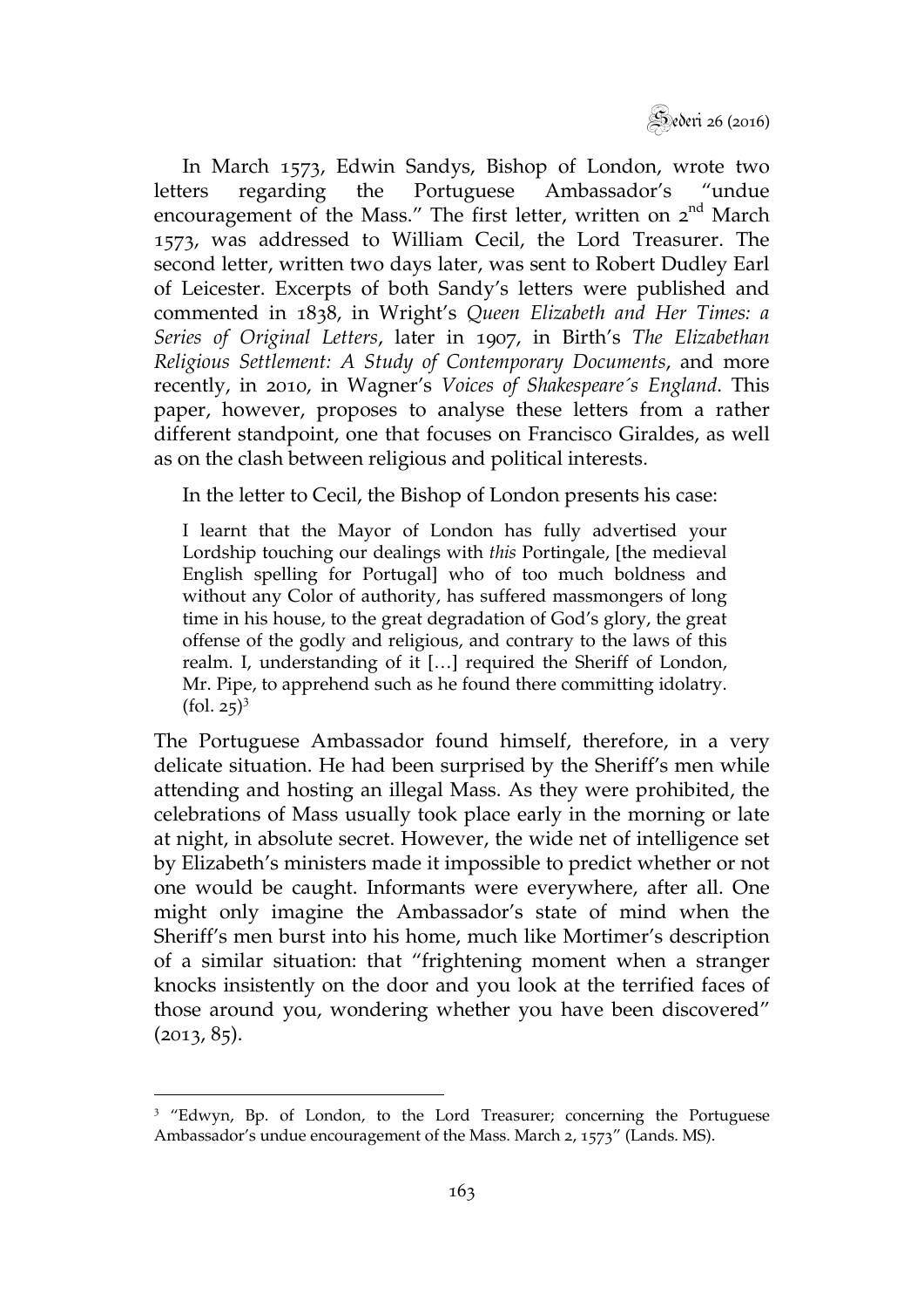In March 1573, Edwin Sandys, Bishop of London, wrote two letters regarding the Portuguese Ambassador's "undue encouragement of the Mass." The first letter, written on 2nd March 1573, was addressed to William Cecil, the Lord Treasurer. The second letter, written two days later, was sent to Robert Dudley Earl of Leicester. Excerpts of both Sandy's letters were published and commented in 1838, in Wright's *Queen Elizabeth and Her Times: a Series of Original Letters*, later in 1907, in Birth's *The Elizabethan Religious Settlement: A Study of Contemporary Documents*, and more recently, in 2010, in Wagner's *Voices of Shakespeare´s England*. This paper, however, proposes to analyse these letters from a rather different standpoint, one that focuses on Francisco Giraldes, as well as on the clash between religious and political interests.

In the letter to Cecil, the Bishop of London presents his case:

> I learnt that the Mayor of London has fully advertised your Lordship touching our dealings with *this* Portingale, [the medieval English spelling for Portugal] who of too much boldness and without any Color of authority, has suffered massmongers of long time in his house, to the great degradation of God's glory, the great offense of the godly and religious, and contrary to the laws of this realm. I, understanding of it […] required the Sheriff of London, Mr. Pipe, to apprehend such as he found there committing idolatry. (fol. 25)[3]

The Portuguese Ambassador found himself, therefore, in a very delicate situation. He had been surprised by the Sheriff's men while attending and hosting an illegal Mass. As they were prohibited, the celebrations of Mass usually took place early in the morning or late at night, in absolute secret. However, the wide net of intelligence set by Elizabeth's ministers made it impossible to predict whether or not one would be caught. Informants were everywhere, after all. One might only imagine the Ambassador's state of mind when the Sheriff's men burst into his home, much like Mortimer's description of a similar situation: that "frightening moment when a stranger knocks insistently on the door and you look at the terrified faces of those around you, wondering whether you have been discovered" (2013, 85).

---

[3] "Edwyn, Bp. of London, to the Lord Treasurer; concerning the Portuguese Ambassador's undue encouragement of the Mass. March 2, 1573" (Lands. MS).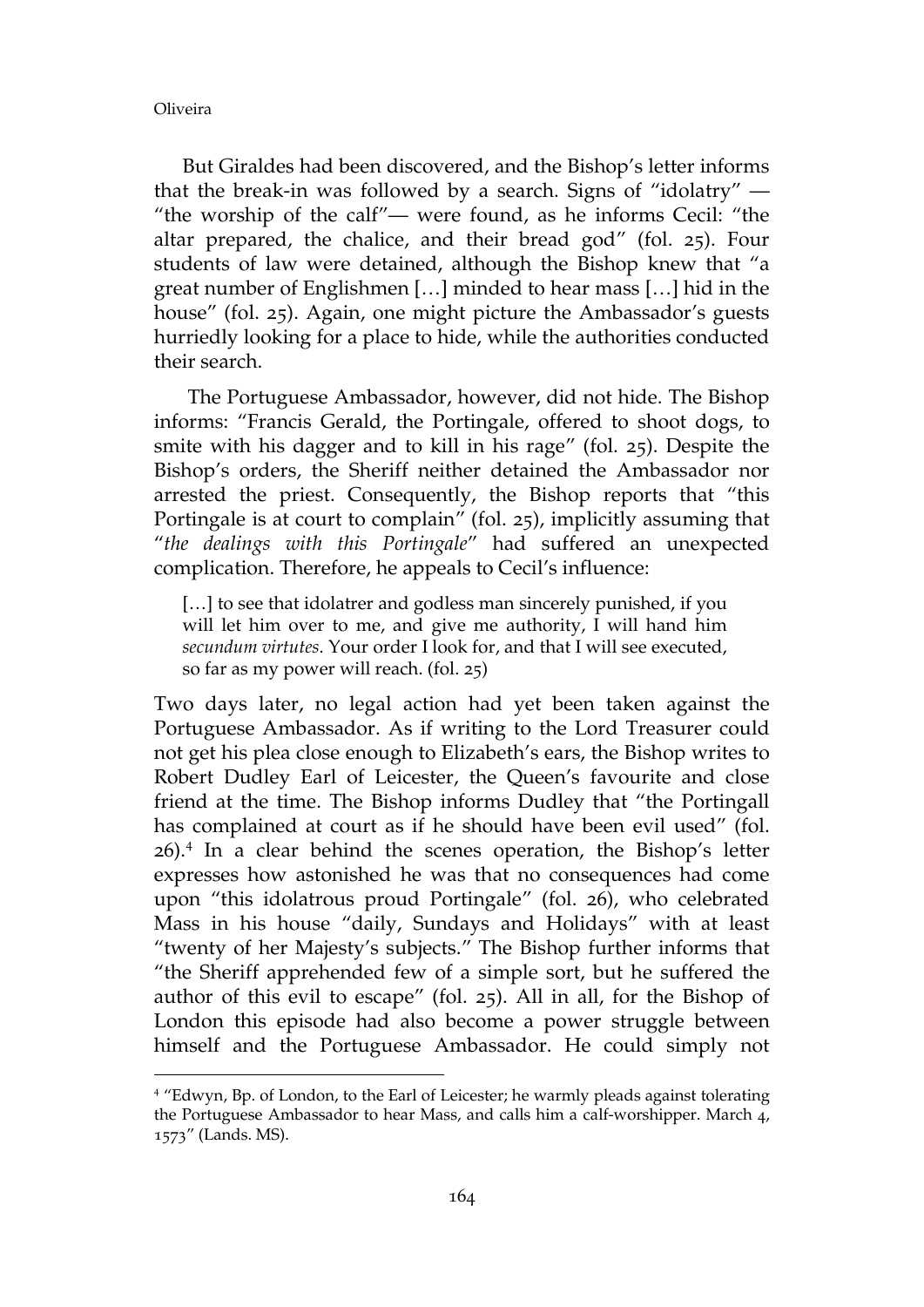But Giraldes had been discovered, and the Bishop's letter informs that the break-in was followed by a search. Signs of "idolatry" — "the worship of the calf"— were found, as he informs Cecil: "the altar prepared, the chalice, and their bread god" (fol. 25). Four students of law were detained, although the Bishop knew that "a great number of Englishmen […] minded to hear mass […] hid in the house" (fol. 25). Again, one might picture the Ambassador's guests hurriedly looking for a place to hide, while the authorities conducted their search.

The Portuguese Ambassador, however, did not hide. The Bishop informs: "Francis Gerald, the Portingale, offered to shoot dogs, to smite with his dagger and to kill in his rage" (fol. 25). Despite the Bishop's orders, the Sheriff neither detained the Ambassador nor arrested the priest. Consequently, the Bishop reports that "this Portingale is at court to complain" (fol. 25), implicitly assuming that "*the dealings with this Portingale*" had suffered an unexpected complication. Therefore, he appeals to Cecil's influence:

> […] to see that idolatrer and godless man sincerely punished, if you will let him over to me, and give me authority, I will hand him *secundum virtutes*. Your order I look for, and that I will see executed, so far as my power will reach. (fol. 25)

Two days later, no legal action had yet been taken against the Portuguese Ambassador. As if writing to the Lord Treasurer could not get his plea close enough to Elizabeth's ears, the Bishop writes to Robert Dudley Earl of Leicester, the Queen's favourite and close friend at the time. The Bishop informs Dudley that "the Portingall has complained at court as if he should have been evil used" (fol. 26).[4] In a clear behind the scenes operation, the Bishop's letter expresses how astonished he was that no consequences had come upon "this idolatrous proud Portingale" (fol. 26), who celebrated Mass in his house "daily, Sundays and Holidays" with at least "twenty of her Majesty's subjects." The Bishop further informs that "the Sheriff apprehended few of a simple sort, but he suffered the author of this evil to escape" (fol. 25). All in all, for the Bishop of London this episode had also become a power struggle between himself and the Portuguese Ambassador. He could simply not

[4] "Edwyn, Bp. of London, to the Earl of Leicester; he warmly pleads against tolerating the Portuguese Ambassador to hear Mass, and calls him a calf-worshipper. March 4, 1573" (Lands. MS).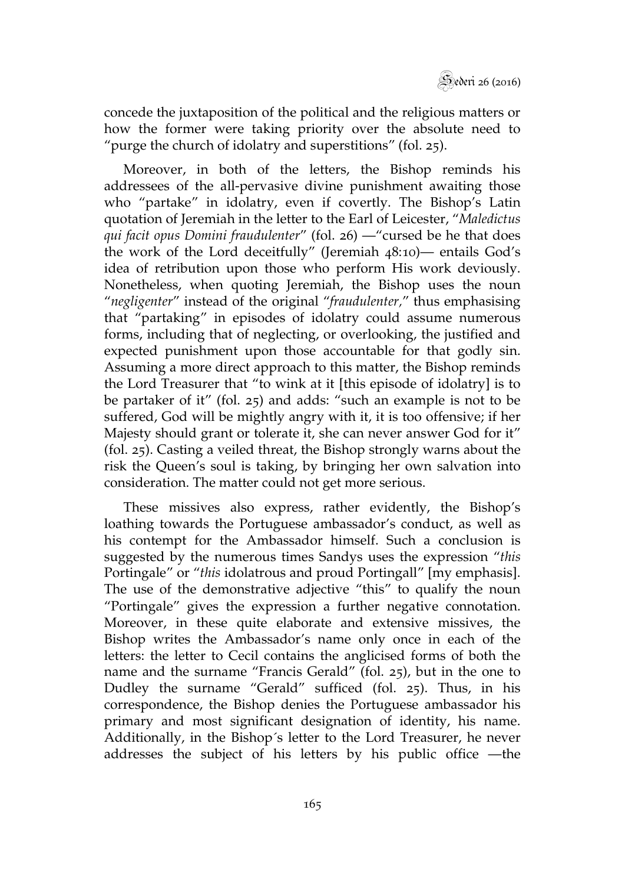concede the juxtaposition of the political and the religious matters or how the former were taking priority over the absolute need to "purge the church of idolatry and superstitions" (fol. 25).

Moreover, in both of the letters, the Bishop reminds his addressees of the all-pervasive divine punishment awaiting those who "partake" in idolatry, even if covertly. The Bishop's Latin quotation of Jeremiah in the letter to the Earl of Leicester, "*Maledictus qui facit opus Domini fraudulenter*" (fol. 26) —"cursed be he that does the work of the Lord deceitfully" (Jeremiah 48:10)— entails God's idea of retribution upon those who perform His work deviously. Nonetheless, when quoting Jeremiah, the Bishop uses the noun "*negligenter*" instead of the original "*fraudulenter,*" thus emphasising that "partaking" in episodes of idolatry could assume numerous forms, including that of neglecting, or overlooking, the justified and expected punishment upon those accountable for that godly sin. Assuming a more direct approach to this matter, the Bishop reminds the Lord Treasurer that "to wink at it [this episode of idolatry] is to be partaker of it" (fol. 25) and adds: "such an example is not to be suffered, God will be mightly angry with it, it is too offensive; if her Majesty should grant or tolerate it, she can never answer God for it" (fol. 25). Casting a veiled threat, the Bishop strongly warns about the risk the Queen's soul is taking, by bringing her own salvation into consideration. The matter could not get more serious.

These missives also express, rather evidently, the Bishop's loathing towards the Portuguese ambassador's conduct, as well as his contempt for the Ambassador himself. Such a conclusion is suggested by the numerous times Sandys uses the expression "*this* Portingale" or "*this* idolatrous and proud Portingall" [my emphasis]. The use of the demonstrative adjective "this" to qualify the noun "Portingale" gives the expression a further negative connotation. Moreover, in these quite elaborate and extensive missives, the Bishop writes the Ambassador's name only once in each of the letters: the letter to Cecil contains the anglicised forms of both the name and the surname "Francis Gerald" (fol. 25), but in the one to Dudley the surname "Gerald" sufficed (fol. 25). Thus, in his correspondence, the Bishop denies the Portuguese ambassador his primary and most significant designation of identity, his name. Additionally, in the Bishop´s letter to the Lord Treasurer, he never addresses the subject of his letters by his public office —the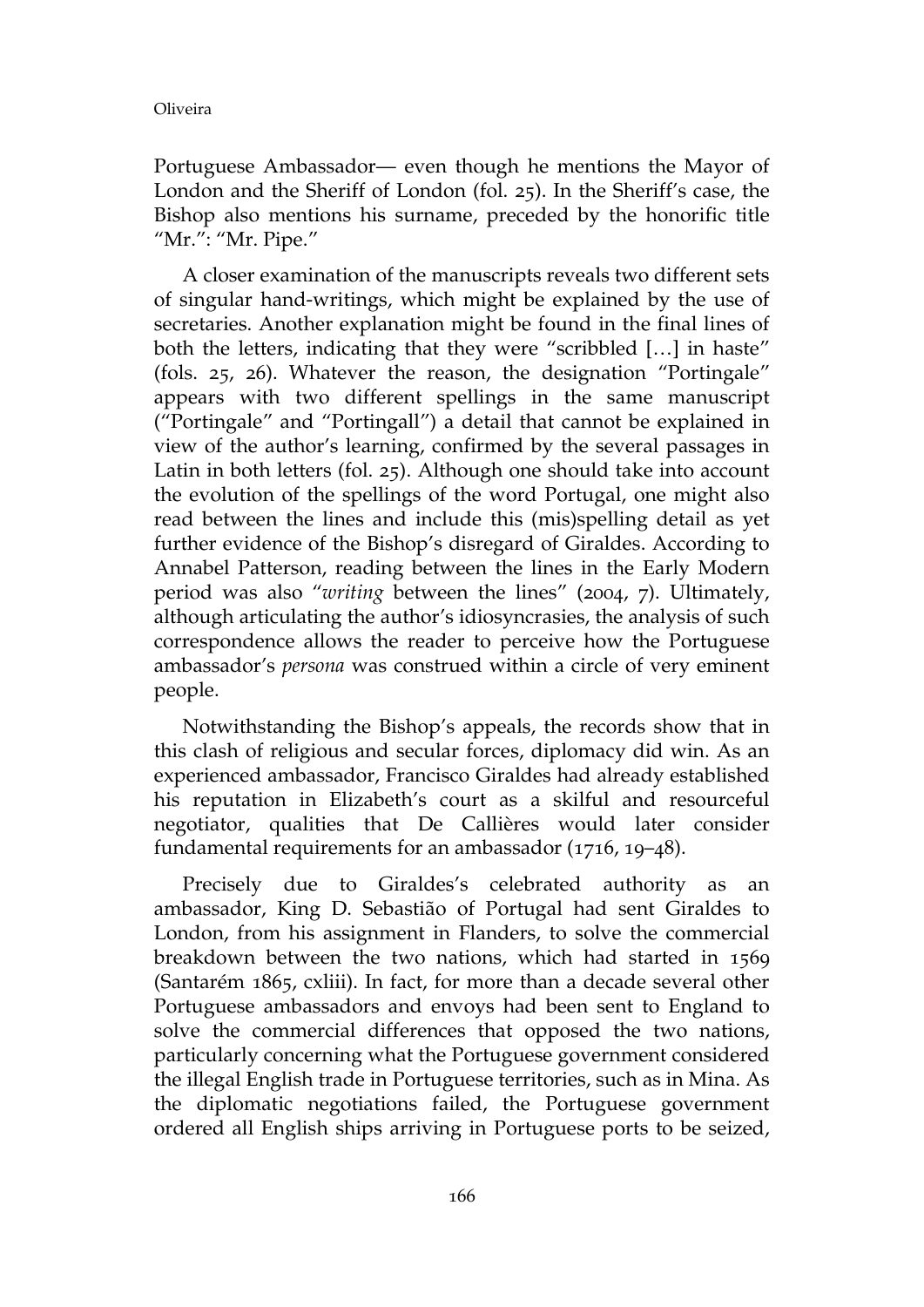Portuguese Ambassador— even though he mentions the Mayor of London and the Sheriff of London (fol. 25). In the Sheriff's case, the Bishop also mentions his surname, preceded by the honorific title "Mr.": "Mr. Pipe."

A closer examination of the manuscripts reveals two different sets of singular hand-writings, which might be explained by the use of secretaries. Another explanation might be found in the final lines of both the letters, indicating that they were "scribbled […] in haste" (fols. 25, 26). Whatever the reason, the designation "Portingale" appears with two different spellings in the same manuscript ("Portingale" and "Portingall") a detail that cannot be explained in view of the author's learning, confirmed by the several passages in Latin in both letters (fol. 25). Although one should take into account the evolution of the spellings of the word Portugal, one might also read between the lines and include this (mis)spelling detail as yet further evidence of the Bishop's disregard of Giraldes. According to Annabel Patterson, reading between the lines in the Early Modern period was also "*writing* between the lines" (2004, 7). Ultimately, although articulating the author's idiosyncrasies, the analysis of such correspondence allows the reader to perceive how the Portuguese ambassador's *persona* was construed within a circle of very eminent people.

Notwithstanding the Bishop's appeals, the records show that in this clash of religious and secular forces, diplomacy did win. As an experienced ambassador, Francisco Giraldes had already established his reputation in Elizabeth's court as a skilful and resourceful negotiator, qualities that De Callières would later consider fundamental requirements for an ambassador (1716, 19–48).

Precisely due to Giraldes's celebrated authority as an ambassador, King D. Sebastião of Portugal had sent Giraldes to London, from his assignment in Flanders, to solve the commercial breakdown between the two nations, which had started in 1569 (Santarém 1865, cxliii). In fact, for more than a decade several other Portuguese ambassadors and envoys had been sent to England to solve the commercial differences that opposed the two nations, particularly concerning what the Portuguese government considered the illegal English trade in Portuguese territories, such as in Mina. As the diplomatic negotiations failed, the Portuguese government ordered all English ships arriving in Portuguese ports to be seized,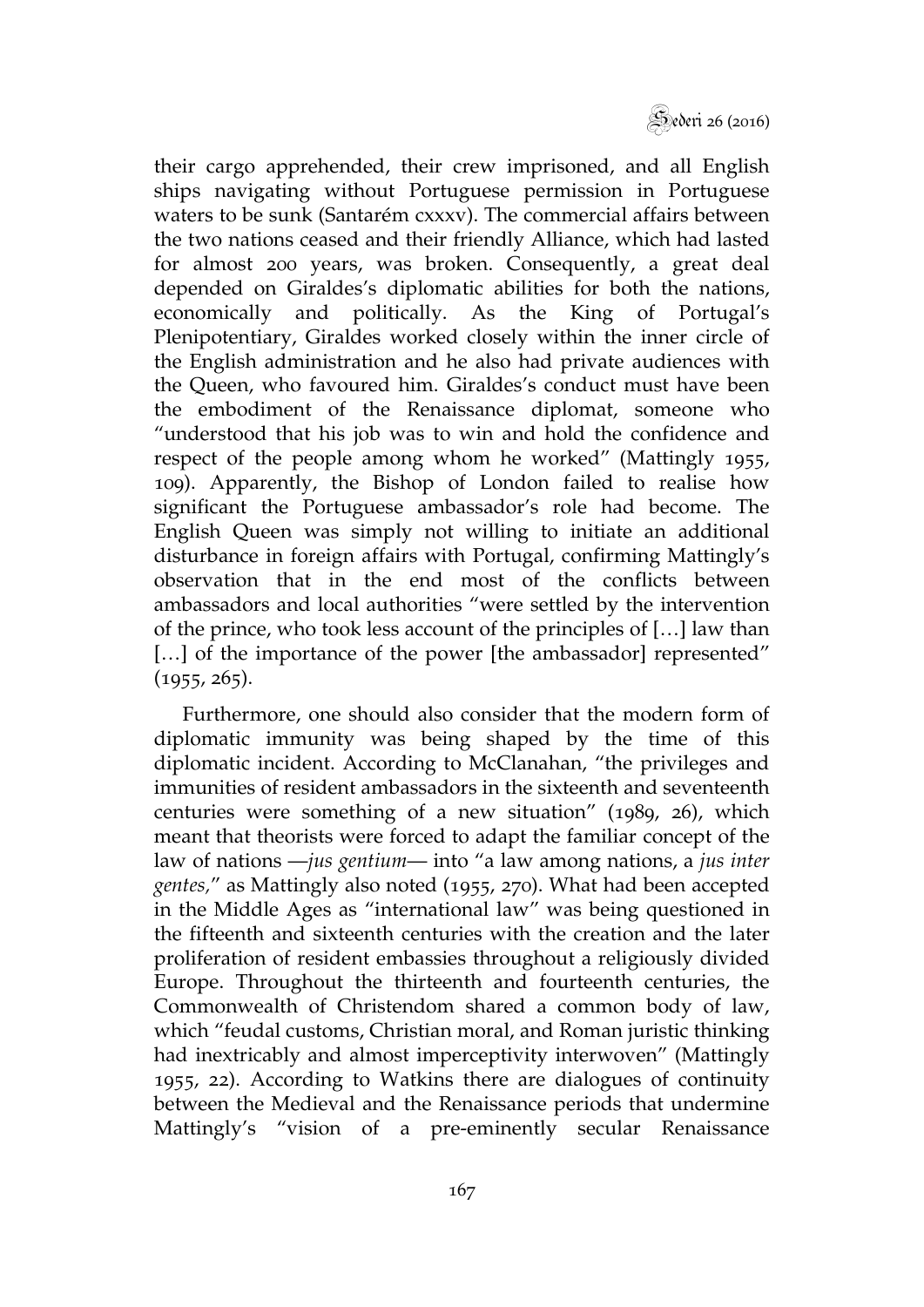their cargo apprehended, their crew imprisoned, and all English ships navigating without Portuguese permission in Portuguese waters to be sunk (Santarém cxxxv). The commercial affairs between the two nations ceased and their friendly Alliance, which had lasted for almost 200 years, was broken. Consequently, a great deal depended on Giraldes's diplomatic abilities for both the nations, economically and politically. As the King of Portugal's Plenipotentiary, Giraldes worked closely within the inner circle of the English administration and he also had private audiences with the Queen, who favoured him. Giraldes's conduct must have been the embodiment of the Renaissance diplomat, someone who "understood that his job was to win and hold the confidence and respect of the people among whom he worked" (Mattingly 1955, 109). Apparently, the Bishop of London failed to realise how significant the Portuguese ambassador's role had become. The English Queen was simply not willing to initiate an additional disturbance in foreign affairs with Portugal, confirming Mattingly's observation that in the end most of the conflicts between ambassadors and local authorities "were settled by the intervention of the prince, who took less account of the principles of […] law than […] of the importance of the power [the ambassador] represented" (1955, 265).

Furthermore, one should also consider that the modern form of diplomatic immunity was being shaped by the time of this diplomatic incident. According to McClanahan, "the privileges and immunities of resident ambassadors in the sixteenth and seventeenth centuries were something of a new situation" (1989, 26), which meant that theorists were forced to adapt the familiar concept of the law of nations —*jus gentium*— into "a law among nations, a *jus inter gentes,*" as Mattingly also noted (1955, 270). What had been accepted in the Middle Ages as "international law" was being questioned in the fifteenth and sixteenth centuries with the creation and the later proliferation of resident embassies throughout a religiously divided Europe. Throughout the thirteenth and fourteenth centuries, the Commonwealth of Christendom shared a common body of law, which "feudal customs, Christian moral, and Roman juristic thinking had inextricably and almost imperceptivity interwoven" (Mattingly 1955, 22). According to Watkins there are dialogues of continuity between the Medieval and the Renaissance periods that undermine Mattingly's "vision of a pre-eminently secular Renaissance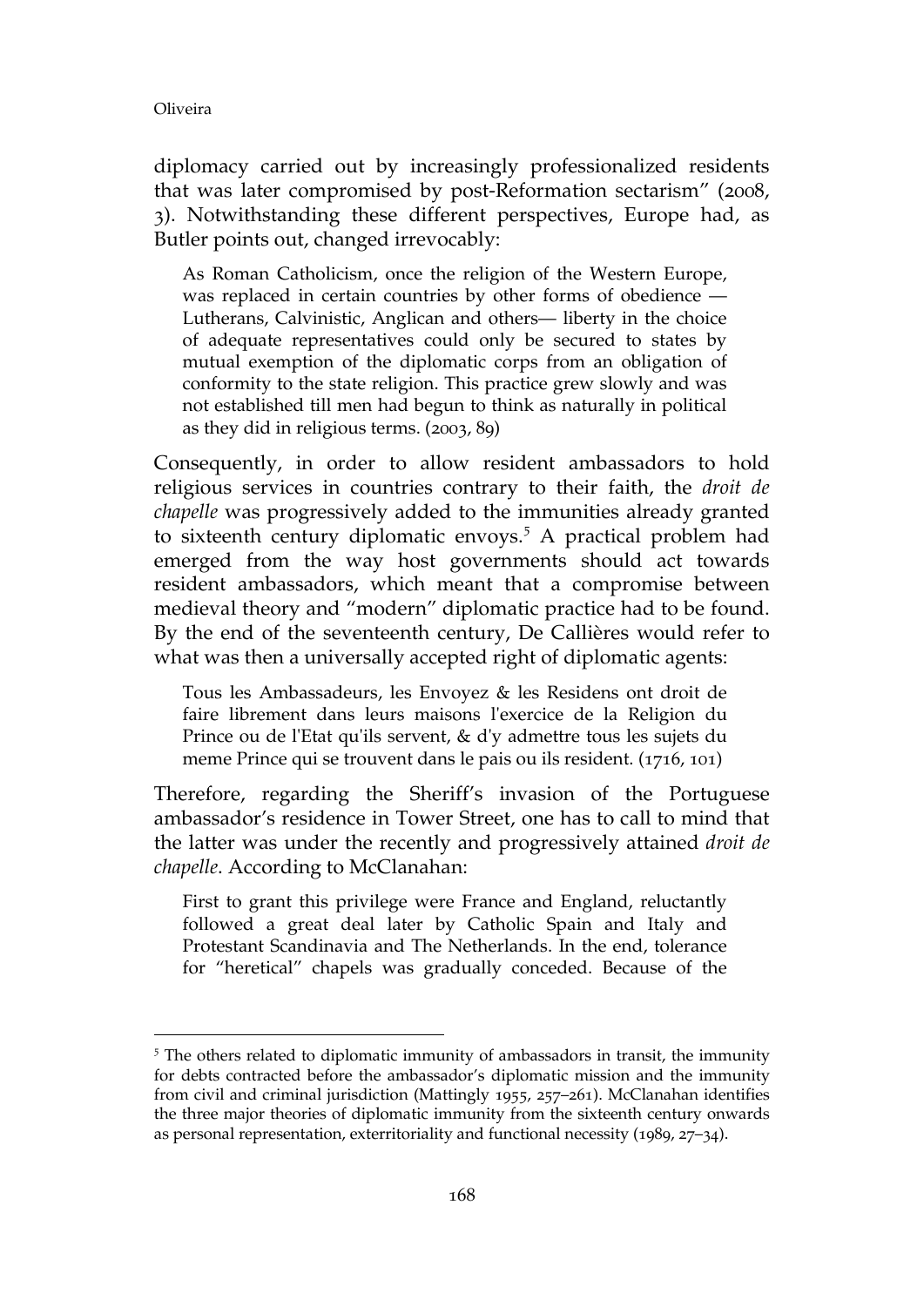diplomacy carried out by increasingly professionalized residents that was later compromised by post-Reformation sectarism" (2008, 3). Notwithstanding these different perspectives, Europe had, as Butler points out, changed irrevocably:

> As Roman Catholicism, once the religion of the Western Europe, was replaced in certain countries by other forms of obedience — Lutherans, Calvinistic, Anglican and others— liberty in the choice of adequate representatives could only be secured to states by mutual exemption of the diplomatic corps from an obligation of conformity to the state religion. This practice grew slowly and was not established till men had begun to think as naturally in political as they did in religious terms. (2003, 89)

Consequently, in order to allow resident ambassadors to hold religious services in countries contrary to their faith, the *droit de chapelle* was progressively added to the immunities already granted to sixteenth century diplomatic envoys.[5] A practical problem had emerged from the way host governments should act towards resident ambassadors, which meant that a compromise between medieval theory and "modern" diplomatic practice had to be found. By the end of the seventeenth century, De Callières would refer to what was then a universally accepted right of diplomatic agents:

> Tous les Ambassadeurs, les Envoyez & les Residens ont droit de faire librement dans leurs maisons l'exercice de la Religion du Prince ou de l'Etat qu'ils servent, & d'y admettre tous les sujets du meme Prince qui se trouvent dans le pais ou ils resident. (1716, 101)

Therefore, regarding the Sheriff's invasion of the Portuguese ambassador's residence in Tower Street, one has to call to mind that the latter was under the recently and progressively attained *droit de chapelle*. According to McClanahan:

> First to grant this privilege were France and England, reluctantly followed a great deal later by Catholic Spain and Italy and Protestant Scandinavia and The Netherlands. In the end, tolerance for "heretical" chapels was gradually conceded. Because of the

[5] The others related to diplomatic immunity of ambassadors in transit, the immunity for debts contracted before the ambassador's diplomatic mission and the immunity from civil and criminal jurisdiction (Mattingly 1955, 257–261). McClanahan identifies the three major theories of diplomatic immunity from the sixteenth century onwards as personal representation, exterritoriality and functional necessity (1989, 27–34).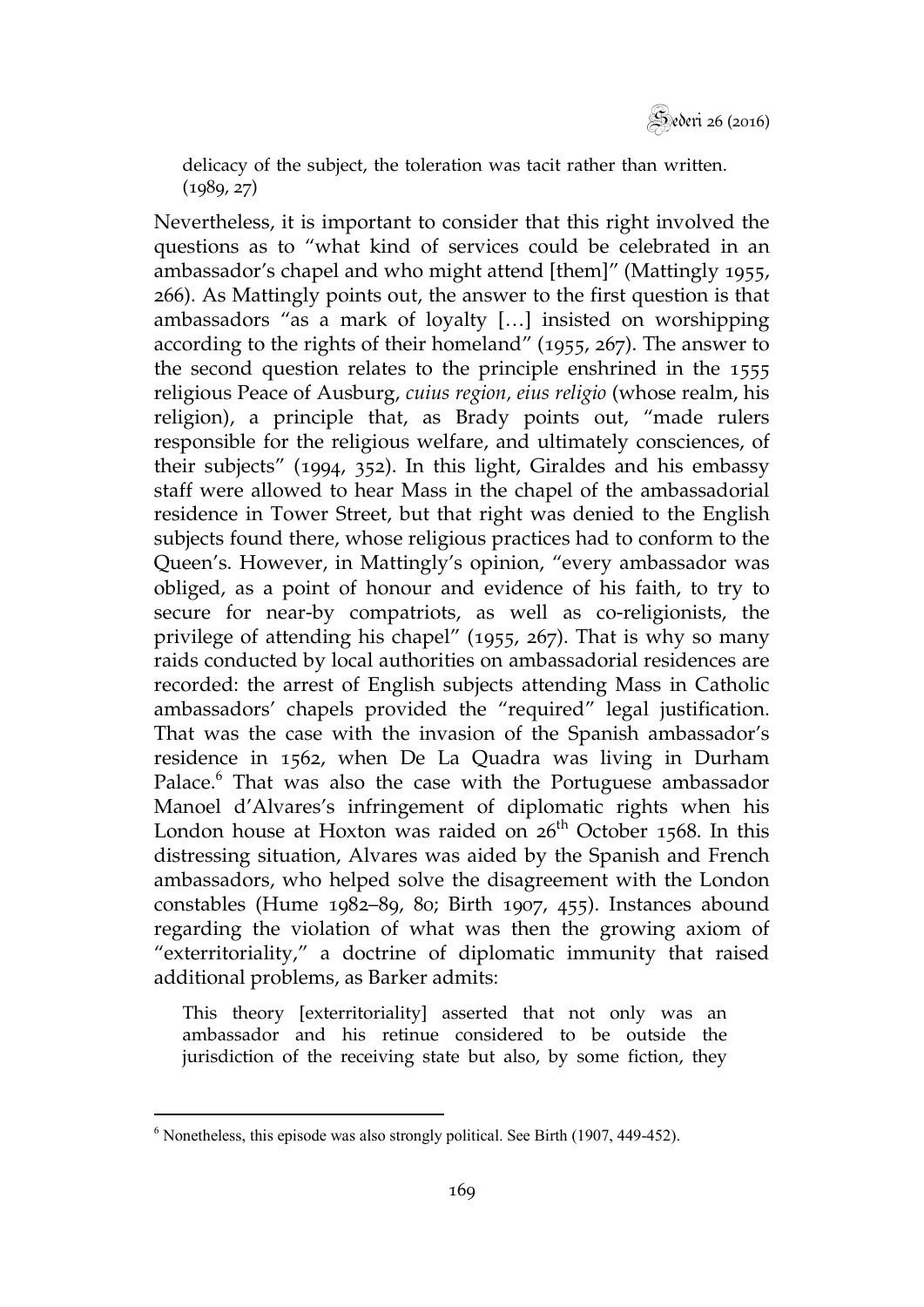delicacy of the subject, the toleration was tacit rather than written. (1989, 27)

Nevertheless, it is important to consider that this right involved the questions as to "what kind of services could be celebrated in an ambassador's chapel and who might attend [them]" (Mattingly 1955, 266). As Mattingly points out, the answer to the first question is that ambassadors "as a mark of loyalty […] insisted on worshipping according to the rights of their homeland" (1955, 267). The answer to the second question relates to the principle enshrined in the 1555 religious Peace of Ausburg, *cuius region, eius religio* (whose realm, his religion), a principle that, as Brady points out, "made rulers responsible for the religious welfare, and ultimately consciences, of their subjects" (1994, 352). In this light, Giraldes and his embassy staff were allowed to hear Mass in the chapel of the ambassadorial residence in Tower Street, but that right was denied to the English subjects found there, whose religious practices had to conform to the Queen's. However, in Mattingly's opinion, "every ambassador was obliged, as a point of honour and evidence of his faith, to try to secure for near-by compatriots, as well as co-religionists, the privilege of attending his chapel" (1955, 267). That is why so many raids conducted by local authorities on ambassadorial residences are recorded: the arrest of English subjects attending Mass in Catholic ambassadors' chapels provided the "required" legal justification. That was the case with the invasion of the Spanish ambassador's residence in 1562, when De La Quadra was living in Durham Palace.[6] That was also the case with the Portuguese ambassador Manoel d'Alvares's infringement of diplomatic rights when his London house at Hoxton was raided on 26th October 1568. In this distressing situation, Alvares was aided by the Spanish and French ambassadors, who helped solve the disagreement with the London constables (Hume 1982–89, 80; Birth 1907, 455). Instances abound regarding the violation of what was then the growing axiom of "exterritoriality," a doctrine of diplomatic immunity that raised additional problems, as Barker admits:

> This theory [exterritoriality] asserted that not only was an ambassador and his retinue considered to be outside the jurisdiction of the receiving state but also, by some fiction, they

[6] Nonetheless, this episode was also strongly political. See Birth (1907, 449-452).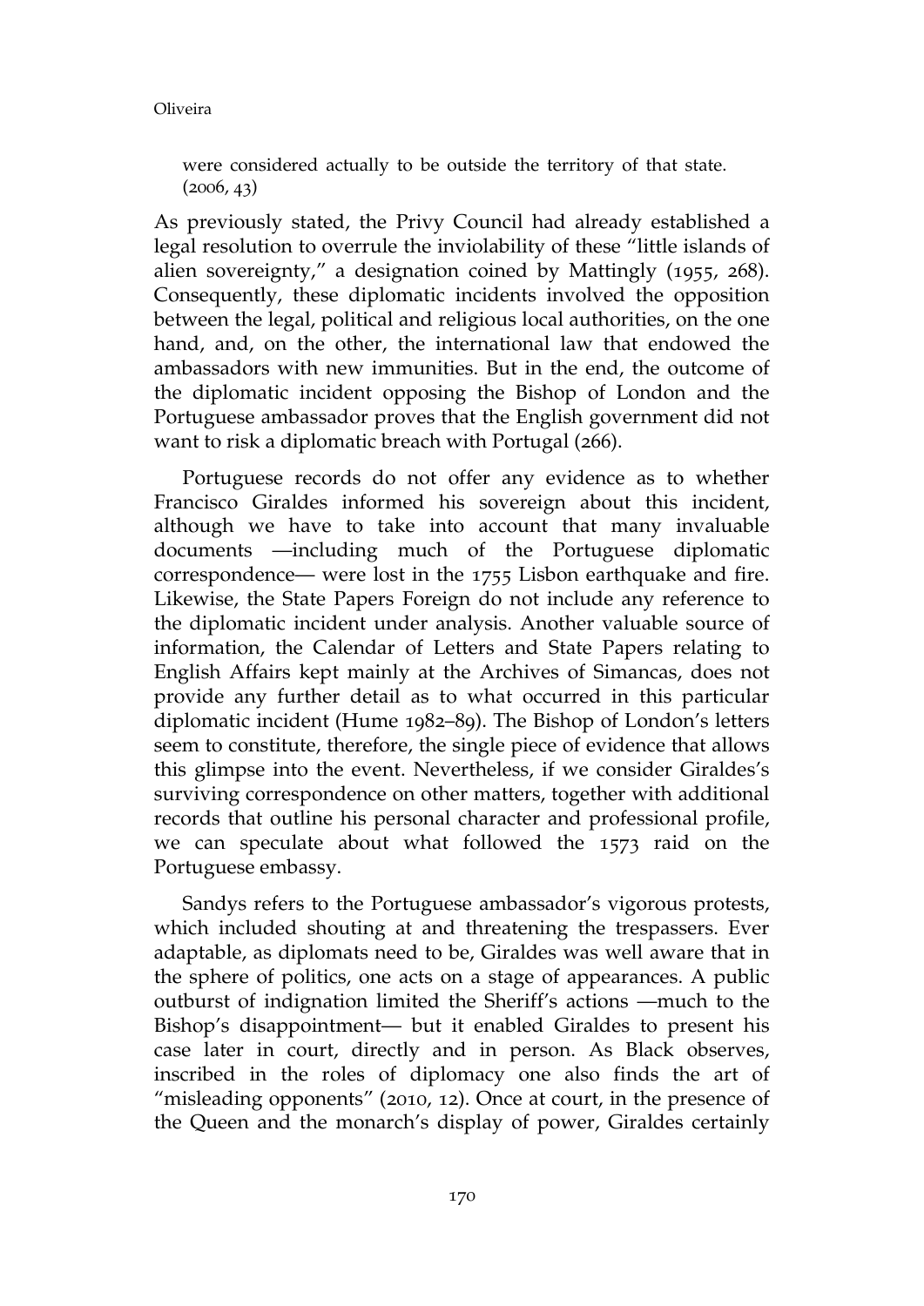> were considered actually to be outside the territory of that state. (2006, 43)

As previously stated, the Privy Council had already established a legal resolution to overrule the inviolability of these "little islands of alien sovereignty," a designation coined by Mattingly (1955, 268). Consequently, these diplomatic incidents involved the opposition between the legal, political and religious local authorities, on the one hand, and, on the other, the international law that endowed the ambassadors with new immunities. But in the end, the outcome of the diplomatic incident opposing the Bishop of London and the Portuguese ambassador proves that the English government did not want to risk a diplomatic breach with Portugal (266).

Portuguese records do not offer any evidence as to whether Francisco Giraldes informed his sovereign about this incident, although we have to take into account that many invaluable documents —including much of the Portuguese diplomatic correspondence— were lost in the 1755 Lisbon earthquake and fire. Likewise, the State Papers Foreign do not include any reference to the diplomatic incident under analysis. Another valuable source of information, the Calendar of Letters and State Papers relating to English Affairs kept mainly at the Archives of Simancas, does not provide any further detail as to what occurred in this particular diplomatic incident (Hume 1982–89). The Bishop of London's letters seem to constitute, therefore, the single piece of evidence that allows this glimpse into the event. Nevertheless, if we consider Giraldes's surviving correspondence on other matters, together with additional records that outline his personal character and professional profile, we can speculate about what followed the 1573 raid on the Portuguese embassy.

Sandys refers to the Portuguese ambassador's vigorous protests, which included shouting at and threatening the trespassers. Ever adaptable, as diplomats need to be, Giraldes was well aware that in the sphere of politics, one acts on a stage of appearances. A public outburst of indignation limited the Sheriff's actions —much to the Bishop's disappointment— but it enabled Giraldes to present his case later in court, directly and in person. As Black observes, inscribed in the roles of diplomacy one also finds the art of "misleading opponents" (2010, 12). Once at court, in the presence of the Queen and the monarch's display of power, Giraldes certainly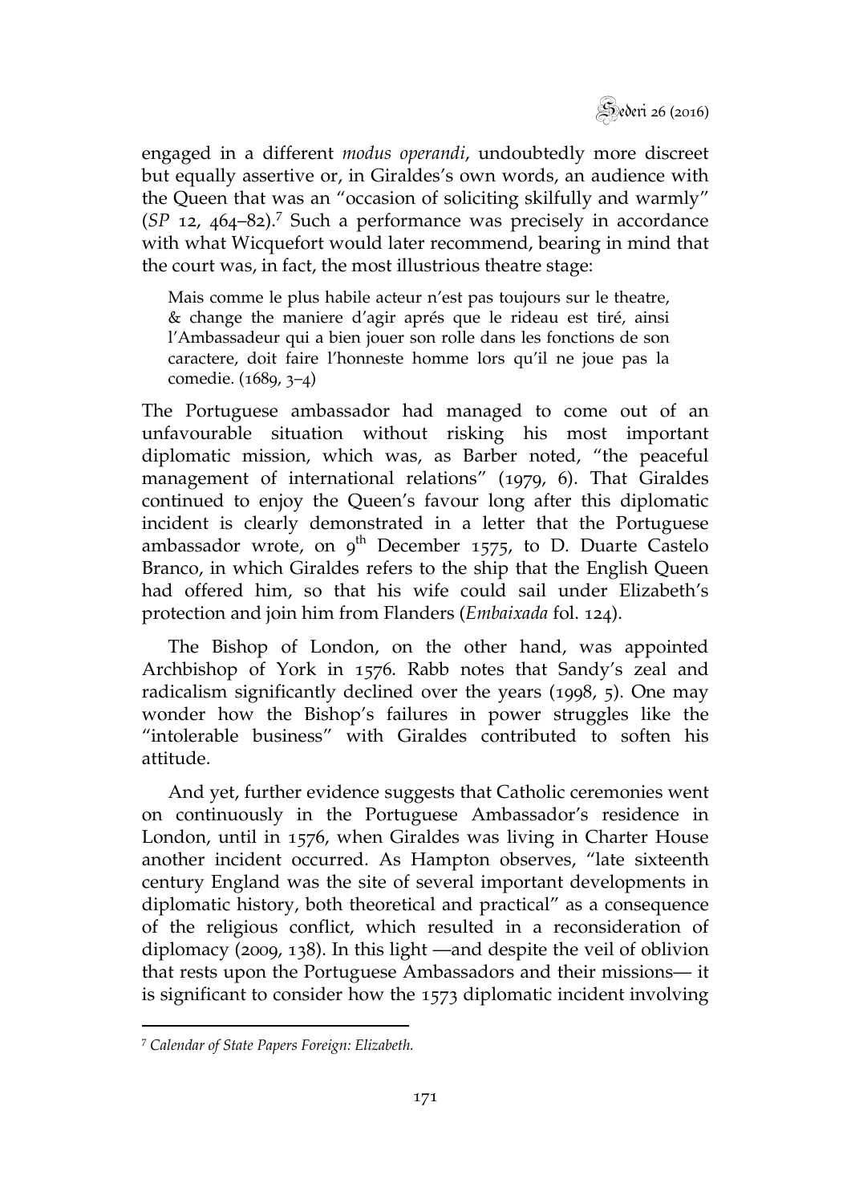engaged in a different *modus operandi*, undoubtedly more discreet but equally assertive or, in Giraldes's own words, an audience with the Queen that was an "occasion of soliciting skilfully and warmly" (*SP* 12, 464–82).[7] Such a performance was precisely in accordance with what Wicquefort would later recommend, bearing in mind that the court was, in fact, the most illustrious theatre stage:

> Mais comme le plus habile acteur n'est pas toujours sur le theatre, & change the maniere d'agir aprés que le rideau est tiré, ainsi l'Ambassadeur qui a bien jouer son rolle dans les fonctions de son caractere, doit faire l'honneste homme lors qu'il ne joue pas la comedie. (1689, 3–4)

The Portuguese ambassador had managed to come out of an unfavourable situation without risking his most important diplomatic mission, which was, as Barber noted, "the peaceful management of international relations" (1979, 6). That Giraldes continued to enjoy the Queen's favour long after this diplomatic incident is clearly demonstrated in a letter that the Portuguese ambassador wrote, on 9th December 1575, to D. Duarte Castelo Branco, in which Giraldes refers to the ship that the English Queen had offered him, so that his wife could sail under Elizabeth's protection and join him from Flanders (*Embaixada* fol. 124).

The Bishop of London, on the other hand, was appointed Archbishop of York in 1576. Rabb notes that Sandy's zeal and radicalism significantly declined over the years (1998, 5). One may wonder how the Bishop's failures in power struggles like the "intolerable business" with Giraldes contributed to soften his attitude.

And yet, further evidence suggests that Catholic ceremonies went on continuously in the Portuguese Ambassador's residence in London, until in 1576, when Giraldes was living in Charter House another incident occurred. As Hampton observes, "late sixteenth century England was the site of several important developments in diplomatic history, both theoretical and practical" as a consequence of the religious conflict, which resulted in a reconsideration of diplomacy (2009, 138). In this light —and despite the veil of oblivion that rests upon the Portuguese Ambassadors and their missions— it is significant to consider how the 1573 diplomatic incident involving

---

[7] *Calendar of State Papers Foreign: Elizabeth.*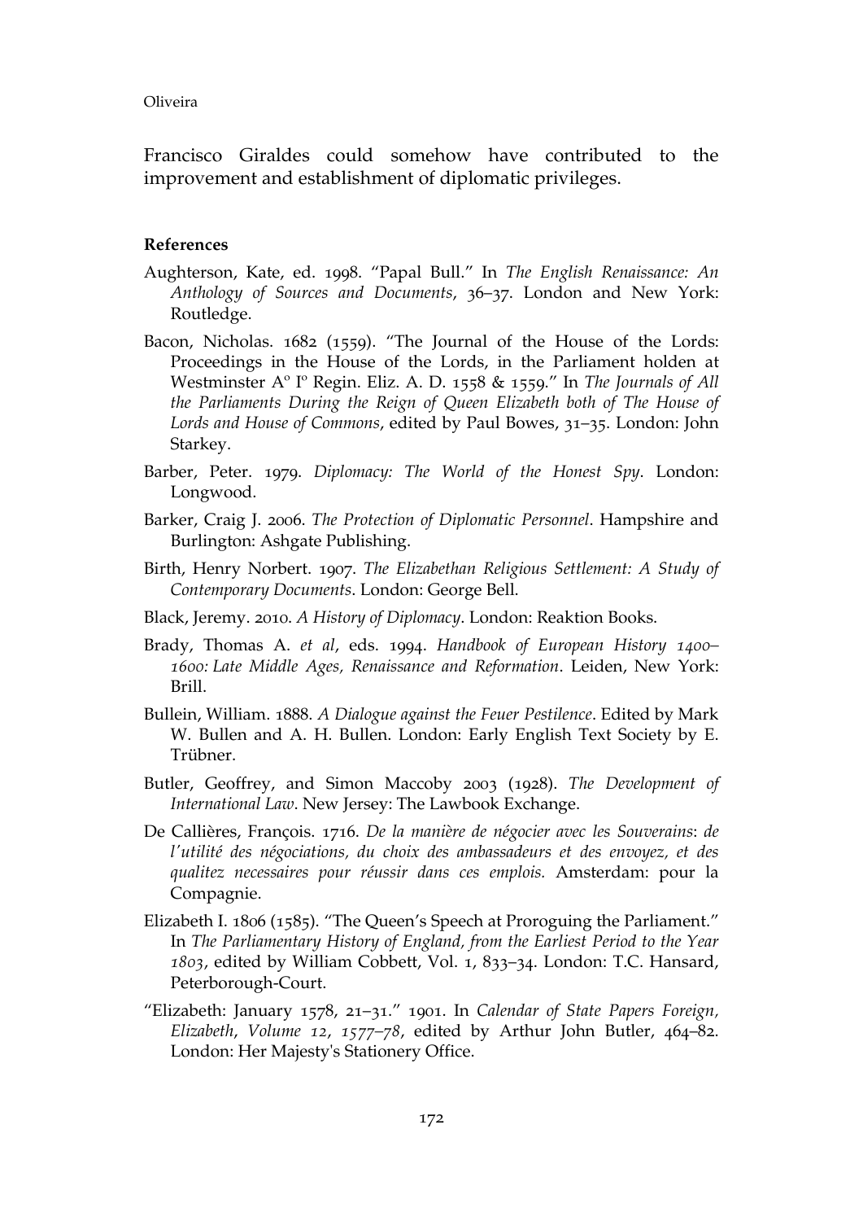Francisco Giraldes could somehow have contributed to the improvement and establishment of diplomatic privileges.

**References**

Aughterson, Kate, ed. 1998. "Papal Bull." In *The English Renaissance: An Anthology of Sources and Documents*, 36–37. London and New York: Routledge.

Bacon, Nicholas. 1682 (1559). "The Journal of the House of the Lords: Proceedings in the House of the Lords, in the Parliament holden at Westminster Aº Iº Regin. Eliz. A. D. 1558 & 1559." In *The Journals of All the Parliaments During the Reign of Queen Elizabeth both of The House of Lords and House of Commons*, edited by Paul Bowes, 31–35. London: John Starkey.

Barber, Peter. 1979. *Diplomacy: The World of the Honest Spy*. London: Longwood.

Barker, Craig J. 2006. *The Protection of Diplomatic Personnel*. Hampshire and Burlington: Ashgate Publishing.

Birth, Henry Norbert. 1907. *The Elizabethan Religious Settlement: A Study of Contemporary Documents*. London: George Bell.

Black, Jeremy. 2010. *A History of Diplomacy*. London: Reaktion Books.

Brady, Thomas A. *et al*, eds. 1994. *Handbook of European History 1400–1600: Late Middle Ages, Renaissance and Reformation*. Leiden, New York: Brill.

Bullein, William. 1888. *A Dialogue against the Feuer Pestilence*. Edited by Mark W. Bullen and A. H. Bullen. London: Early English Text Society by E. Trübner.

Butler, Geoffrey, and Simon Maccoby 2003 (1928). *The Development of International Law*. New Jersey: The Lawbook Exchange.

De Callières, François. 1716. *De la manière de négocier avec les Souverains*: *de l'utilité des négociations, du choix des ambassadeurs et des envoyez, et des qualitez necessaires pour réussir dans ces emplois.* Amsterdam: pour la Compagnie.

Elizabeth I. 1806 (1585). "The Queen's Speech at Proroguing the Parliament." In *The Parliamentary History of England, from the Earliest Period to the Year 1803*, edited by William Cobbett, Vol. 1, 833–34. London: T.C. Hansard, Peterborough-Court.

"Elizabeth: January 1578, 21–31." 1901. In *Calendar of State Papers Foreign, Elizabeth*, *Volume 12*, *1577–78*, edited by Arthur John Butler, 464–82. London: Her Majesty's Stationery Office.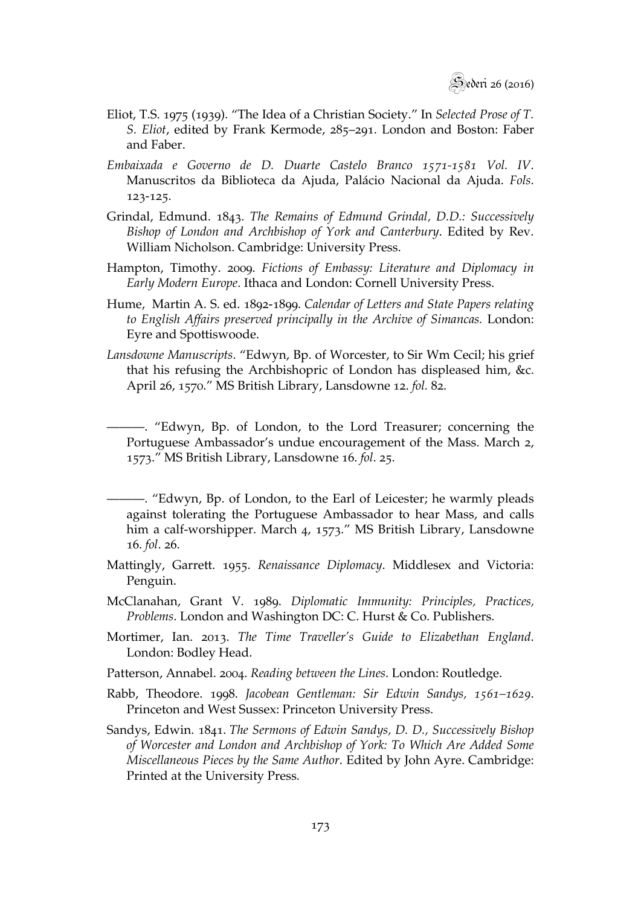Eliot, T.S. 1975 (1939). "The Idea of a Christian Society." In *Selected Prose of T. S. Eliot*, edited by Frank Kermode, 285–291. London and Boston: Faber and Faber.

*Embaixada e Governo de D. Duarte Castelo Branco 1571-1581 Vol. IV*. Manuscritos da Biblioteca da Ajuda, Palácio Nacional da Ajuda. *Fols*. 123-125.

Grindal, Edmund. 1843. *The Remains of Edmund Grindal, D.D.: Successively Bishop of London and Archbishop of York and Canterbury*. Edited by Rev. William Nicholson. Cambridge: University Press.

Hampton, Timothy. 2009. *Fictions of Embassy: Literature and Diplomacy in Early Modern Europe*. Ithaca and London: Cornell University Press.

Hume, Martin A. S. ed. 1892-1899. *Calendar of Letters and State Papers relating to English Affairs preserved principally in the Archive of Simancas.* London: Eyre and Spottiswoode.

*Lansdowne Manuscripts*. "Edwyn, Bp. of Worcester, to Sir Wm Cecil; his grief that his refusing the Archbishopric of London has displeased him, &c. April 26, 1570." MS British Library, Lansdowne 12. *fol.* 82.

———. "Edwyn, Bp. of London, to the Lord Treasurer; concerning the Portuguese Ambassador's undue encouragement of the Mass. March 2, 1573." MS British Library, Lansdowne 16. *fol*. 25.

———. "Edwyn, Bp. of London, to the Earl of Leicester; he warmly pleads against tolerating the Portuguese Ambassador to hear Mass, and calls him a calf-worshipper. March 4, 1573." MS British Library, Lansdowne 16. *fol*. 26.

Mattingly, Garrett. 1955. *Renaissance Diplomacy*. Middlesex and Victoria: Penguin.

McClanahan, Grant V. 1989. *Diplomatic Immunity: Principles, Practices, Problems*. London and Washington DC: C. Hurst & Co. Publishers.

Mortimer, Ian. 2013. *The Time Traveller's Guide to Elizabethan England*. London: Bodley Head.

Patterson, Annabel. 2004. *Reading between the Lines*. London: Routledge.

Rabb, Theodore. 1998. *Jacobean Gentleman: Sir Edwin Sandys, 1561–1629*. Princeton and West Sussex: Princeton University Press.

Sandys, Edwin. 1841. *The Sermons of Edwin Sandys, D. D., Successively Bishop of Worcester and London and Archbishop of York: To Which Are Added Some Miscellaneous Pieces by the Same Author*. Edited by John Ayre. Cambridge: Printed at the University Press.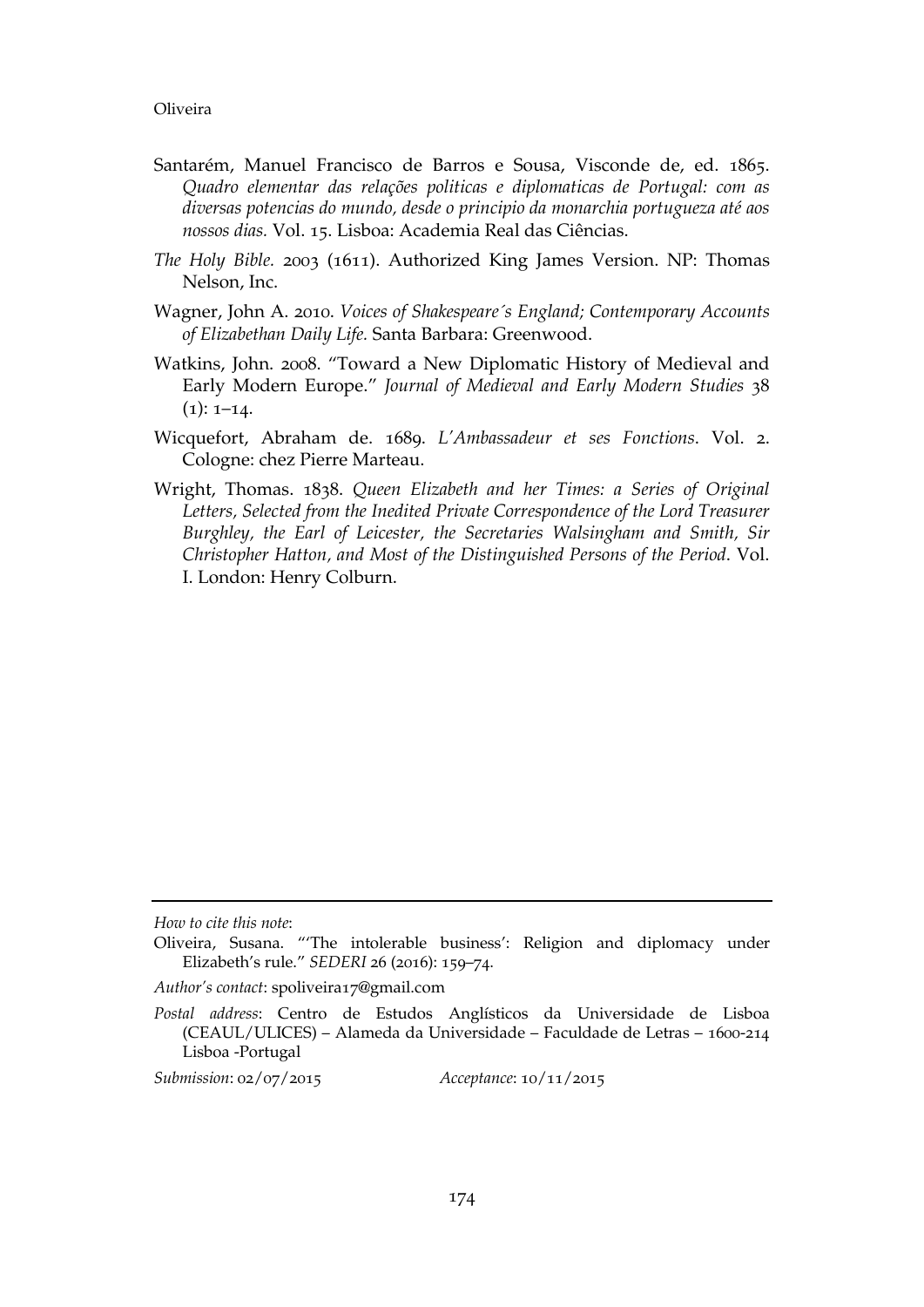Santarém, Manuel Francisco de Barros e Sousa, Visconde de, ed. 1865. *Quadro elementar das relações politicas e diplomaticas de Portugal: com as diversas potencias do mundo, desde o principio da monarchia portugueza até aos nossos dias.* Vol. 15. Lisboa: Academia Real das Ciências.

*The Holy Bible.* 2003 (1611). Authorized King James Version. NP: Thomas Nelson, Inc.

Wagner, John A. 2010. *Voices of Shakespeare´s England; Contemporary Accounts of Elizabethan Daily Life.* Santa Barbara: Greenwood.

Watkins, John. 2008. "Toward a New Diplomatic History of Medieval and Early Modern Europe." *Journal of Medieval and Early Modern Studies* 38 (1): 1–14.

Wicquefort, Abraham de. 1689. *L'Ambassadeur et ses Fonctions*. Vol. 2. Cologne: chez Pierre Marteau.

Wright, Thomas. 1838. *Queen Elizabeth and her Times: a Series of Original Letters, Selected from the Inedited Private Correspondence of the Lord Treasurer Burghley, the Earl of Leicester, the Secretaries Walsingham and Smith, Sir Christopher Hatton, and Most of the Distinguished Persons of the Period*. Vol. I. London: Henry Colburn.

---

*How to cite this note*:

Oliveira, Susana. "'The intolerable business': Religion and diplomacy under Elizabeth's rule." *SEDERI* 26 (2016): 159–74.

*Author's contact*: spoliveira17@gmail.com

*Postal address*: Centro de Estudos Anglísticos da Universidade de Lisboa (CEAUL/ULICES) – Alameda da Universidade – Faculdade de Letras – 1600-214 Lisboa -Portugal

*Submission*: 02/07/2015 *Acceptance*: 10/11/2015